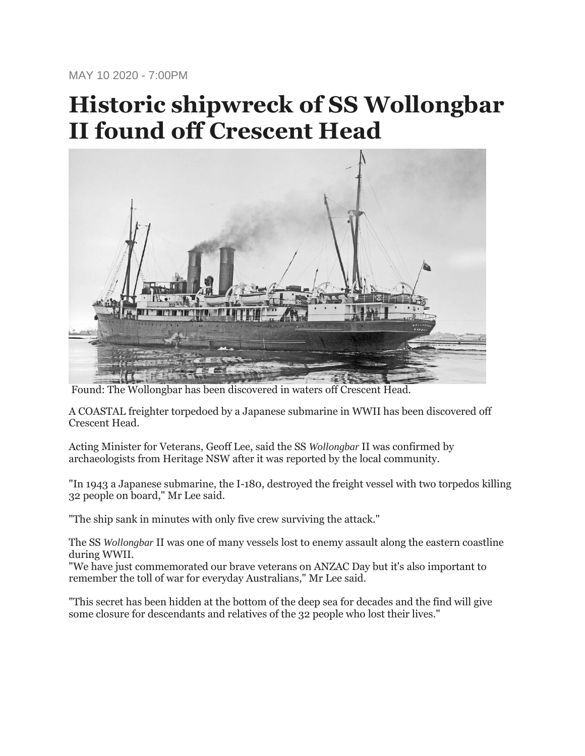MAY 10 2020 - 7:00PM

# Historic shipwreck of SS Wollongbar II found off Crescent Head

Found: The Wollongbar has been discovered in waters off Crescent Head.

A COASTAL freighter torpedoed by a Japanese submarine in WWII has been discovered off Crescent Head.

Acting Minister for Veterans, Geoff Lee, said the SS *Wollongbar* II was confirmed by archaeologists from Heritage NSW after it was reported by the local community.

"In 1943 a Japanese submarine, the I-180, destroyed the freight vessel with two torpedos killing 32 people on board," Mr Lee said.

"The ship sank in minutes with only five crew surviving the attack."

The SS *Wollongbar* II was one of many vessels lost to enemy assault along the eastern coastline during WWII.

"We have just commemorated our brave veterans on ANZAC Day but it's also important to remember the toll of war for everyday Australians," Mr Lee said.

"This secret has been hidden at the bottom of the deep sea for decades and the find will give some closure for descendants and relatives of the 32 people who lost their lives."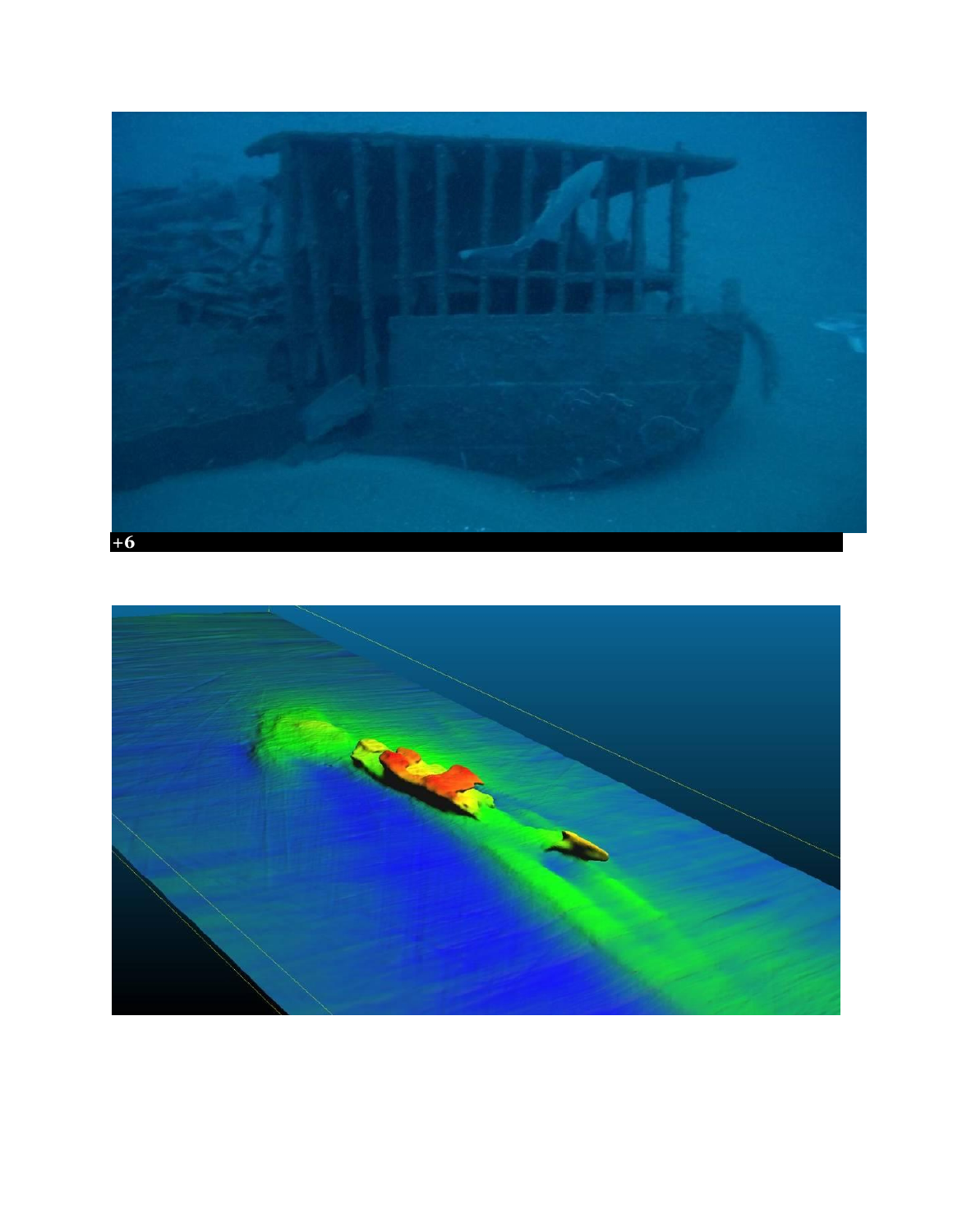+6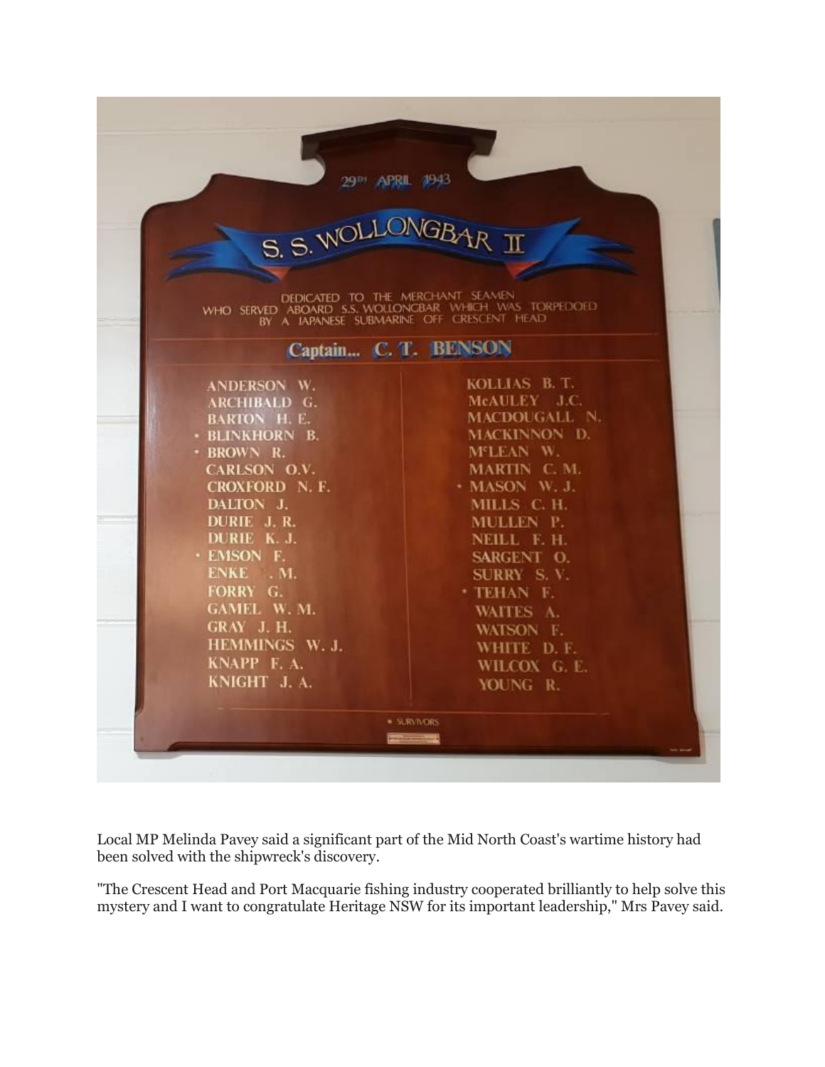Local MP Melinda Pavey said a significant part of the Mid North Coast's wartime history had been solved with the shipwreck's discovery.

"The Crescent Head and Port Macquarie fishing industry cooperated brilliantly to help solve this mystery and I want to congratulate Heritage NSW for its important leadership," Mrs Pavey said.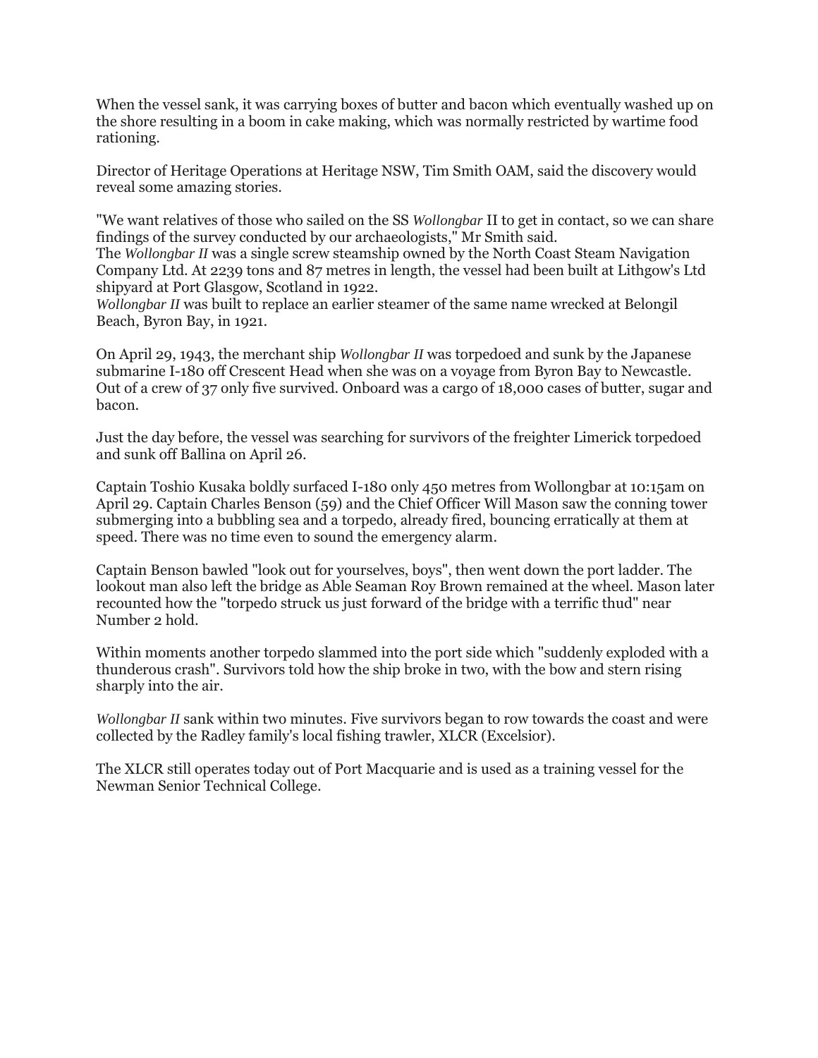When the vessel sank, it was carrying boxes of butter and bacon which eventually washed up on the shore resulting in a boom in cake making, which was normally restricted by wartime food rationing.

Director of Heritage Operations at Heritage NSW, Tim Smith OAM, said the discovery would reveal some amazing stories.

"We want relatives of those who sailed on the SS *Wollongbar* II to get in contact, so we can share findings of the survey conducted by our archaeologists," Mr Smith said.
The *Wollongbar II* was a single screw steamship owned by the North Coast Steam Navigation Company Ltd. At 2239 tons and 87 metres in length, the vessel had been built at Lithgow's Ltd shipyard at Port Glasgow, Scotland in 1922.
*Wollongbar II* was built to replace an earlier steamer of the same name wrecked at Belongil Beach, Byron Bay, in 1921.

On April 29, 1943, the merchant ship *Wollongbar II* was torpedoed and sunk by the Japanese submarine I-180 off Crescent Head when she was on a voyage from Byron Bay to Newcastle. Out of a crew of 37 only five survived. Onboard was a cargo of 18,000 cases of butter, sugar and bacon.

Just the day before, the vessel was searching for survivors of the freighter Limerick torpedoed and sunk off Ballina on April 26.

Captain Toshio Kusaka boldly surfaced I-180 only 450 metres from Wollongbar at 10:15am on April 29. Captain Charles Benson (59) and the Chief Officer Will Mason saw the conning tower submerging into a bubbling sea and a torpedo, already fired, bouncing erratically at them at speed. There was no time even to sound the emergency alarm.

Captain Benson bawled "look out for yourselves, boys", then went down the port ladder. The lookout man also left the bridge as Able Seaman Roy Brown remained at the wheel. Mason later recounted how the "torpedo struck us just forward of the bridge with a terrific thud" near Number 2 hold.

Within moments another torpedo slammed into the port side which "suddenly exploded with a thunderous crash". Survivors told how the ship broke in two, with the bow and stern rising sharply into the air.

*Wollongbar II* sank within two minutes. Five survivors began to row towards the coast and were collected by the Radley family's local fishing trawler, XLCR (Excelsior).

The XLCR still operates today out of Port Macquarie and is used as a training vessel for the Newman Senior Technical College.